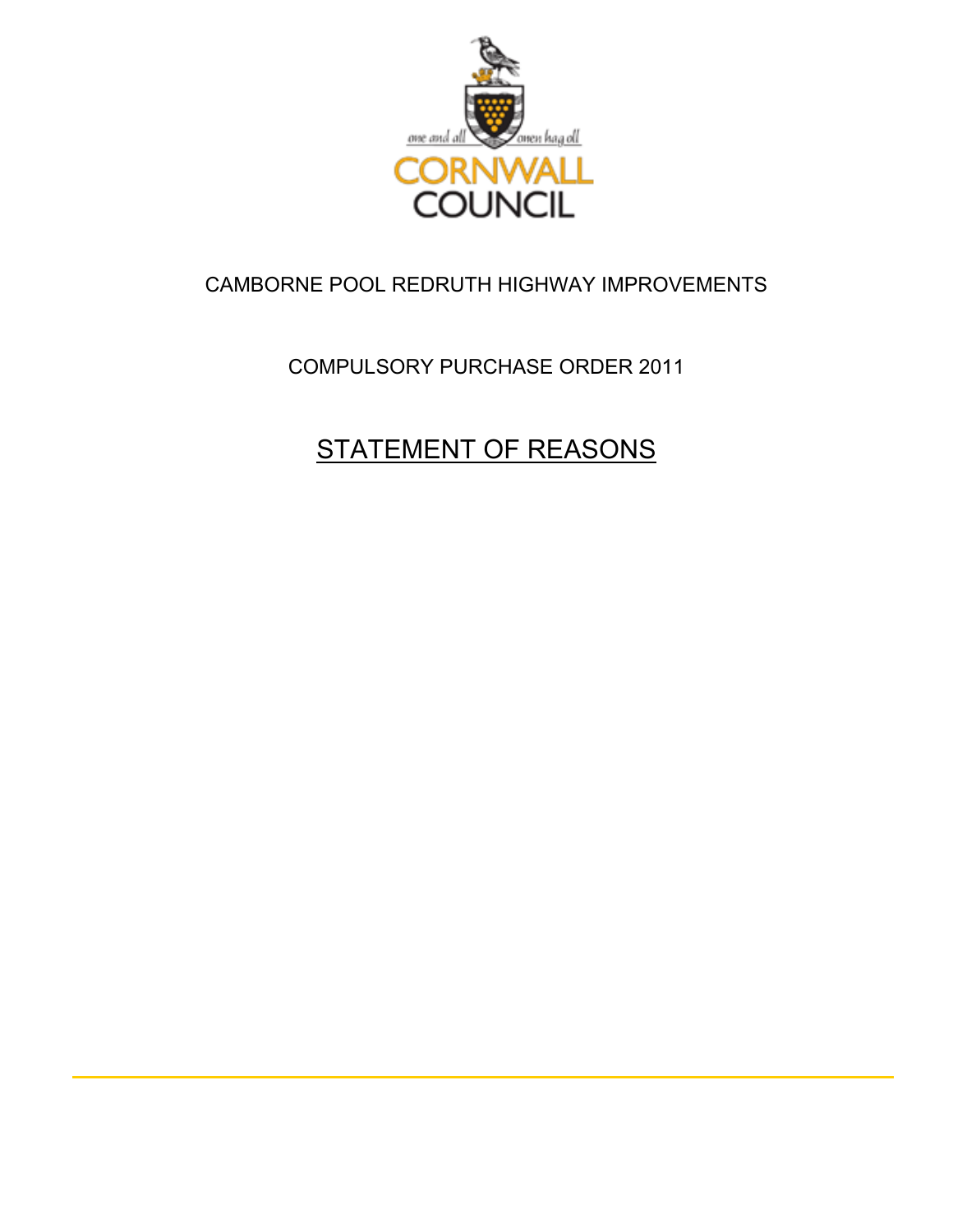one and all onen hag oll

CORNWALL COUNCIL

CAMBORNE POOL REDRUTH HIGHWAY IMPROVEMENTS

COMPULSORY PURCHASE ORDER 2011

# STATEMENT OF REASONS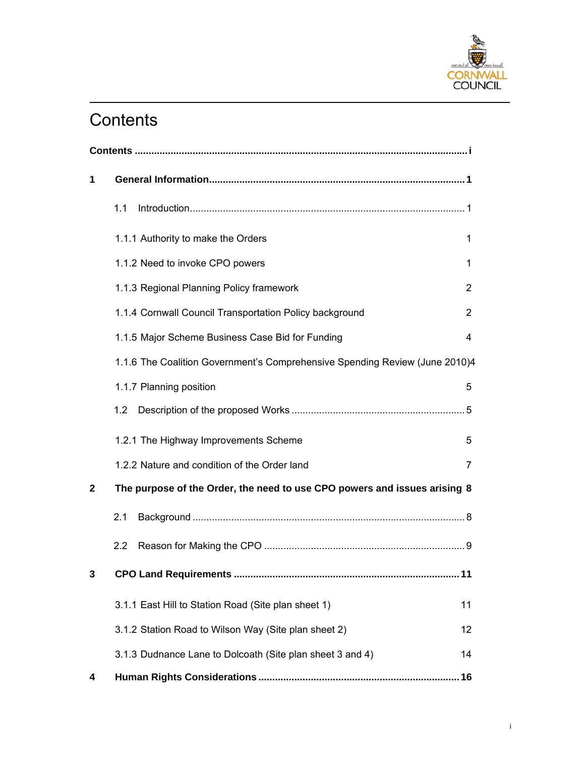# Contents

**Contents** ........................................................................................................................ **i**

**1 General Information** ............................................................................................ **1**

1.1 Introduction .................................................................................................. 1

1.1.1 Authority to make the Orders 1

1.1.2 Need to invoke CPO powers 1

1.1.3 Regional Planning Policy framework 2

1.1.4 Cornwall Council Transportation Policy background 2

1.1.5 Major Scheme Business Case Bid for Funding 4

1.1.6 The Coalition Government's Comprehensive Spending Review (June 2010) 4

1.1.7 Planning position 5

1.2 Description of the proposed Works .............................................................. 5

1.2.1 The Highway Improvements Scheme 5

1.2.2 Nature and condition of the Order land 7

**2 The purpose of the Order, the need to use CPO powers and issues arising 8**

2.1 Background .................................................................................................. 8

2.2 Reason for Making the CPO ......................................................................... 9

**3 CPO Land Requirements** ................................................................................ **11**

3.1.1 East Hill to Station Road (Site plan sheet 1) 11

3.1.2 Station Road to Wilson Way (Site plan sheet 2) 12

3.1.3 Dudnance Lane to Dolcoath (Site plan sheet 3 and 4) 14

**4 Human Rights Considerations** ........................................................................ **16**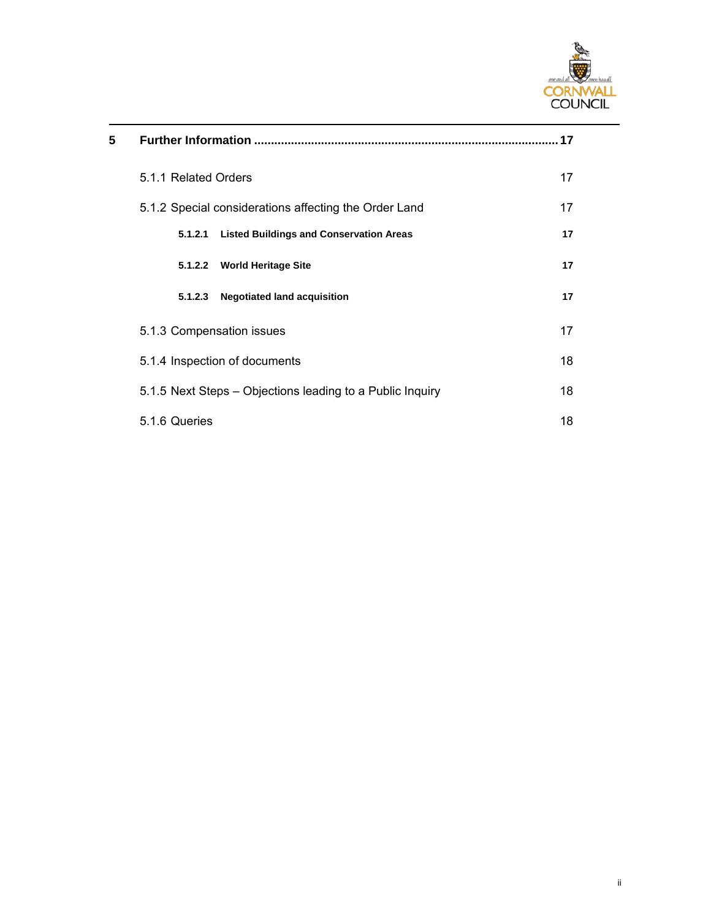**5 Further Information ........................................................................................ 17**

5.1.1 Related Orders 17

5.1.2 Special considerations affecting the Order Land 17

**5.1.2.1 Listed Buildings and Conservation Areas 17**

**5.1.2.2 World Heritage Site 17**

**5.1.2.3 Negotiated land acquisition 17**

5.1.3 Compensation issues 17

5.1.4 Inspection of documents 18

5.1.5 Next Steps – Objections leading to a Public Inquiry 18

5.1.6 Queries 18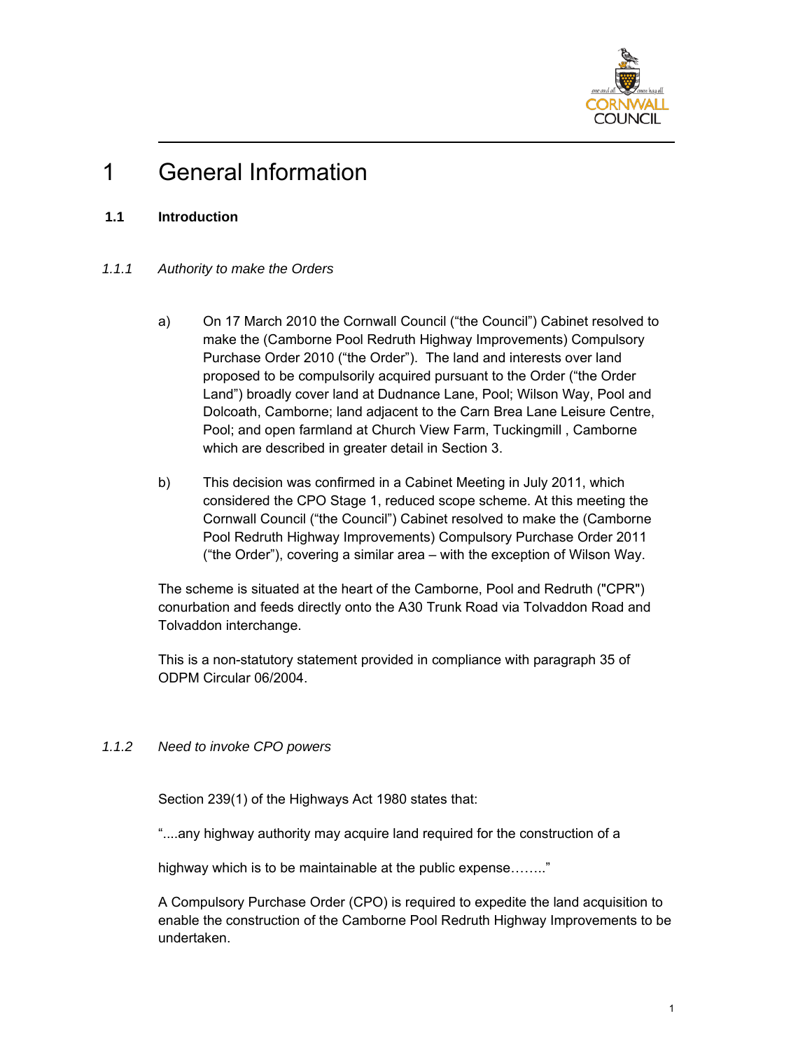# 1 General Information

### 1.1 Introduction

#### *1.1.1 Authority to make the Orders*

a) On 17 March 2010 the Cornwall Council ("the Council") Cabinet resolved to make the (Camborne Pool Redruth Highway Improvements) Compulsory Purchase Order 2010 ("the Order"). The land and interests over land proposed to be compulsorily acquired pursuant to the Order ("the Order Land") broadly cover land at Dudnance Lane, Pool; Wilson Way, Pool and Dolcoath, Camborne; land adjacent to the Carn Brea Lane Leisure Centre, Pool; and open farmland at Church View Farm, Tuckingmill , Camborne which are described in greater detail in Section 3.

b) This decision was confirmed in a Cabinet Meeting in July 2011, which considered the CPO Stage 1, reduced scope scheme. At this meeting the Cornwall Council ("the Council") Cabinet resolved to make the (Camborne Pool Redruth Highway Improvements) Compulsory Purchase Order 2011 ("the Order"), covering a similar area – with the exception of Wilson Way.

The scheme is situated at the heart of the Camborne, Pool and Redruth ("CPR") conurbation and feeds directly onto the A30 Trunk Road via Tolvaddon Road and Tolvaddon interchange.

This is a non-statutory statement provided in compliance with paragraph 35 of ODPM Circular 06/2004.

#### *1.1.2 Need to invoke CPO powers*

Section 239(1) of the Highways Act 1980 states that:

"....any highway authority may acquire land required for the construction of a

highway which is to be maintainable at the public expense…….."

A Compulsory Purchase Order (CPO) is required to expedite the land acquisition to enable the construction of the Camborne Pool Redruth Highway Improvements to be undertaken.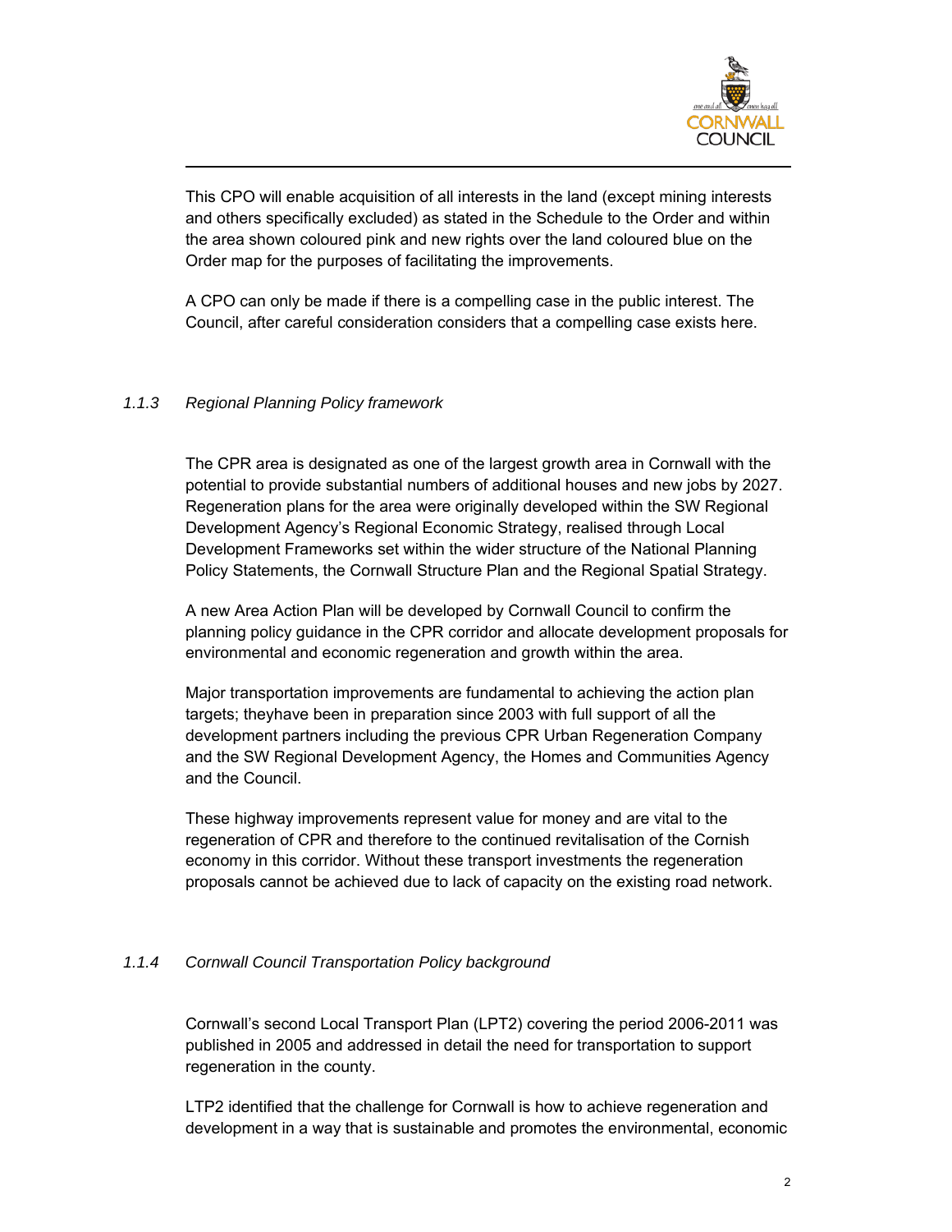This CPO will enable acquisition of all interests in the land (except mining interests and others specifically excluded) as stated in the Schedule to the Order and within the area shown coloured pink and new rights over the land coloured blue on the Order map for the purposes of facilitating the improvements.

A CPO can only be made if there is a compelling case in the public interest. The Council, after careful consideration considers that a compelling case exists here.

### *1.1.3 Regional Planning Policy framework*

The CPR area is designated as one of the largest growth area in Cornwall with the potential to provide substantial numbers of additional houses and new jobs by 2027. Regeneration plans for the area were originally developed within the SW Regional Development Agency's Regional Economic Strategy, realised through Local Development Frameworks set within the wider structure of the National Planning Policy Statements, the Cornwall Structure Plan and the Regional Spatial Strategy.

A new Area Action Plan will be developed by Cornwall Council to confirm the planning policy guidance in the CPR corridor and allocate development proposals for environmental and economic regeneration and growth within the area.

Major transportation improvements are fundamental to achieving the action plan targets; theyhave been in preparation since 2003 with full support of all the development partners including the previous CPR Urban Regeneration Company and the SW Regional Development Agency, the Homes and Communities Agency and the Council.

These highway improvements represent value for money and are vital to the regeneration of CPR and therefore to the continued revitalisation of the Cornish economy in this corridor. Without these transport investments the regeneration proposals cannot be achieved due to lack of capacity on the existing road network.

### *1.1.4 Cornwall Council Transportation Policy background*

Cornwall's second Local Transport Plan (LPT2) covering the period 2006-2011 was published in 2005 and addressed in detail the need for transportation to support regeneration in the county.

LTP2 identified that the challenge for Cornwall is how to achieve regeneration and development in a way that is sustainable and promotes the environmental, economic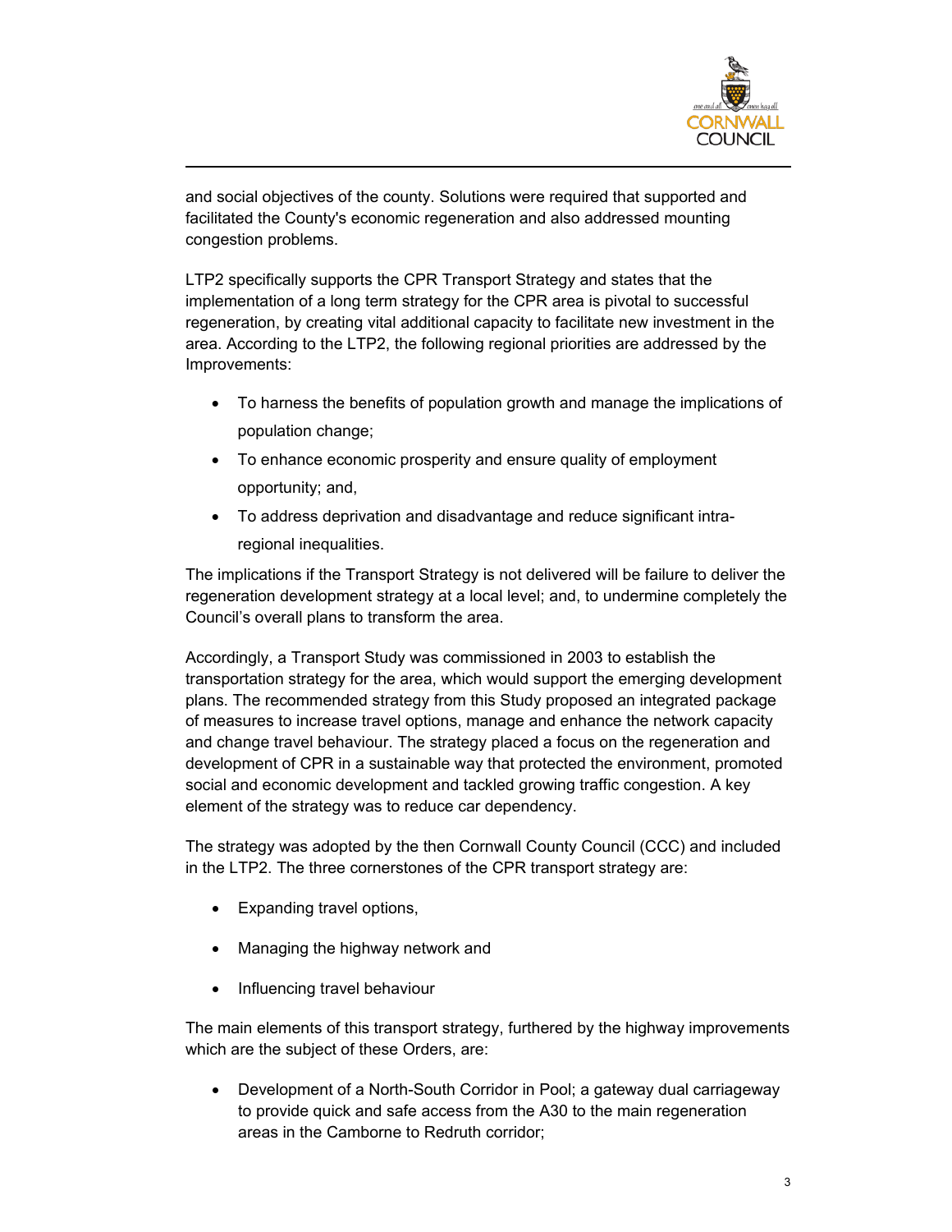and social objectives of the county. Solutions were required that supported and facilitated the County's economic regeneration and also addressed mounting congestion problems.

LTP2 specifically supports the CPR Transport Strategy and states that the implementation of a long term strategy for the CPR area is pivotal to successful regeneration, by creating vital additional capacity to facilitate new investment in the area. According to the LTP2, the following regional priorities are addressed by the Improvements:

- To harness the benefits of population growth and manage the implications of population change;
- To enhance economic prosperity and ensure quality of employment opportunity; and,
- To address deprivation and disadvantage and reduce significant intra-regional inequalities.

The implications if the Transport Strategy is not delivered will be failure to deliver the regeneration development strategy at a local level; and, to undermine completely the Council's overall plans to transform the area.

Accordingly, a Transport Study was commissioned in 2003 to establish the transportation strategy for the area, which would support the emerging development plans. The recommended strategy from this Study proposed an integrated package of measures to increase travel options, manage and enhance the network capacity and change travel behaviour. The strategy placed a focus on the regeneration and development of CPR in a sustainable way that protected the environment, promoted social and economic development and tackled growing traffic congestion. A key element of the strategy was to reduce car dependency.

The strategy was adopted by the then Cornwall County Council (CCC) and included in the LTP2. The three cornerstones of the CPR transport strategy are:

- Expanding travel options,
- Managing the highway network and
- Influencing travel behaviour

The main elements of this transport strategy, furthered by the highway improvements which are the subject of these Orders, are:

- Development of a North-South Corridor in Pool; a gateway dual carriageway to provide quick and safe access from the A30 to the main regeneration areas in the Camborne to Redruth corridor;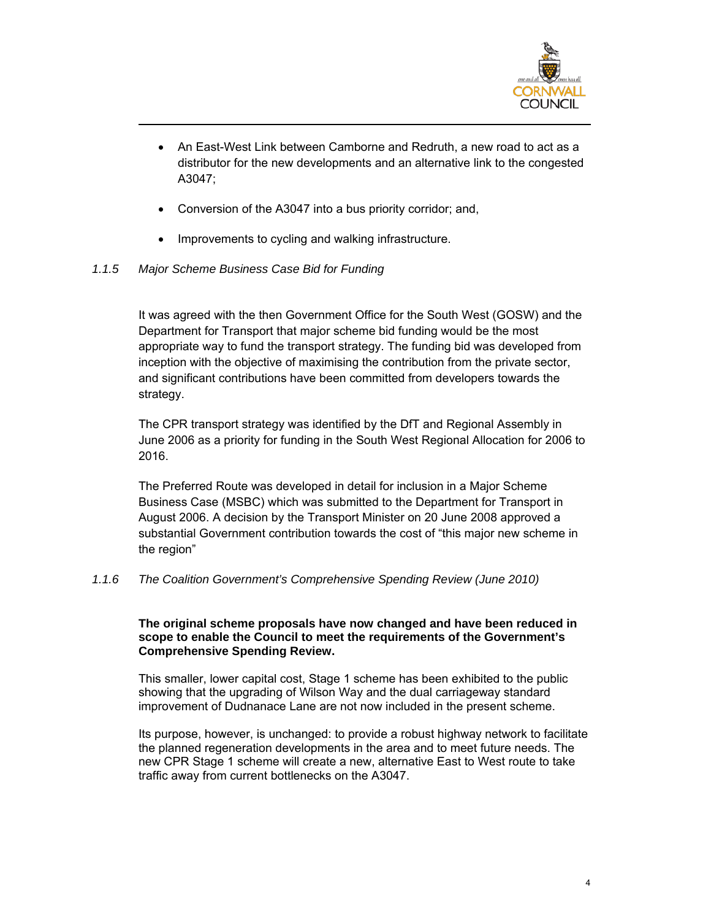- An East-West Link between Camborne and Redruth, a new road to act as a distributor for the new developments and an alternative link to the congested A3047;
- Conversion of the A3047 into a bus priority corridor; and,
- Improvements to cycling and walking infrastructure.

### *1.1.5 Major Scheme Business Case Bid for Funding*

It was agreed with the then Government Office for the South West (GOSW) and the Department for Transport that major scheme bid funding would be the most appropriate way to fund the transport strategy. The funding bid was developed from inception with the objective of maximising the contribution from the private sector, and significant contributions have been committed from developers towards the strategy.

The CPR transport strategy was identified by the DfT and Regional Assembly in June 2006 as a priority for funding in the South West Regional Allocation for 2006 to 2016.

The Preferred Route was developed in detail for inclusion in a Major Scheme Business Case (MSBC) which was submitted to the Department for Transport in August 2006. A decision by the Transport Minister on 20 June 2008 approved a substantial Government contribution towards the cost of "this major new scheme in the region"

### *1.1.6 The Coalition Government's Comprehensive Spending Review (June 2010)*

**The original scheme proposals have now changed and have been reduced in scope to enable the Council to meet the requirements of the Government's Comprehensive Spending Review.**

This smaller, lower capital cost, Stage 1 scheme has been exhibited to the public showing that the upgrading of Wilson Way and the dual carriageway standard improvement of Dudnanace Lane are not now included in the present scheme.

Its purpose, however, is unchanged: to provide a robust highway network to facilitate the planned regeneration developments in the area and to meet future needs. The new CPR Stage 1 scheme will create a new, alternative East to West route to take traffic away from current bottlenecks on the A3047.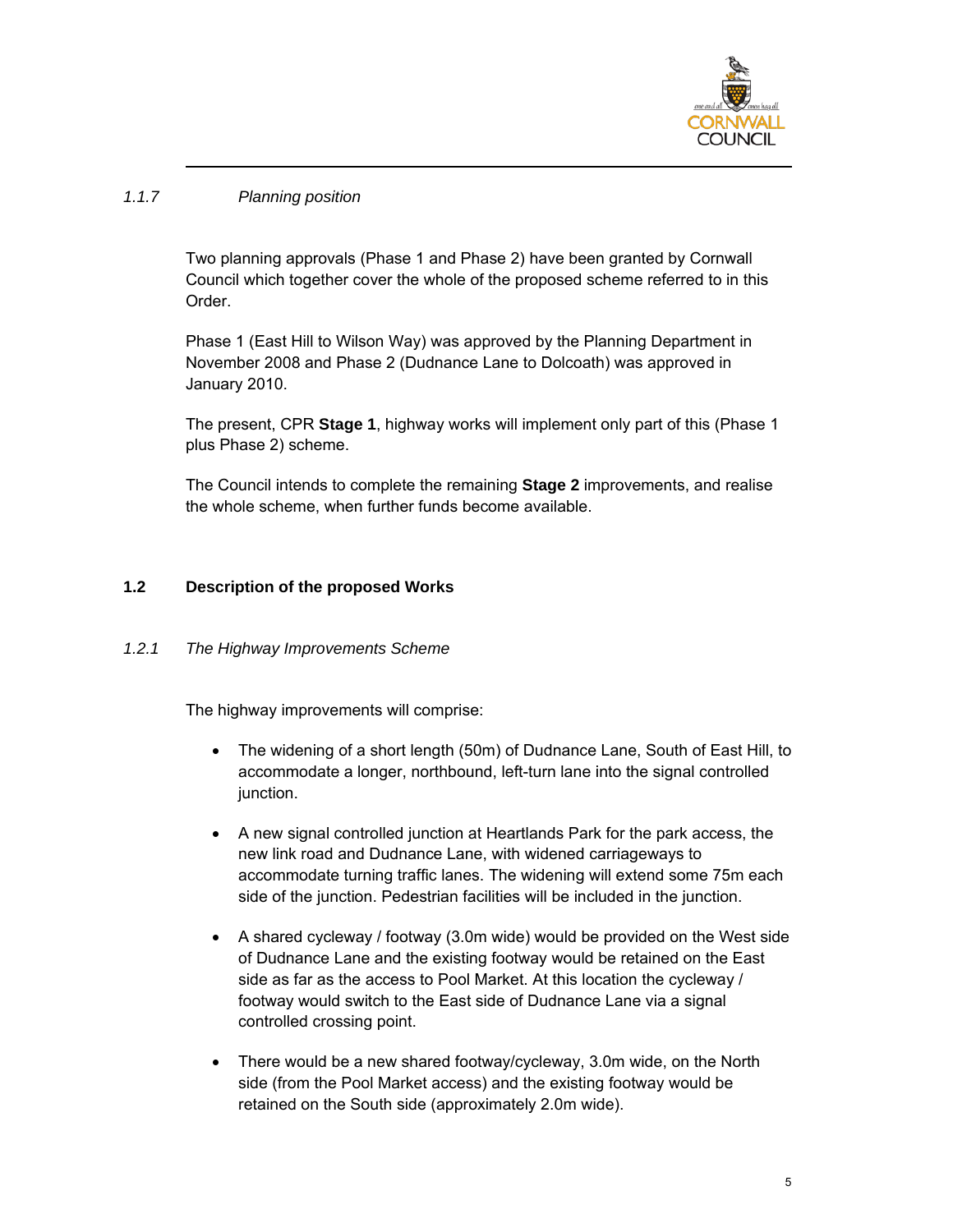*1.1.7 Planning position*

Two planning approvals (Phase 1 and Phase 2) have been granted by Cornwall Council which together cover the whole of the proposed scheme referred to in this Order.

Phase 1 (East Hill to Wilson Way) was approved by the Planning Department in November 2008 and Phase 2 (Dudnance Lane to Dolcoath) was approved in January 2010.

The present, CPR **Stage 1**, highway works will implement only part of this (Phase 1 plus Phase 2) scheme.

The Council intends to complete the remaining **Stage 2** improvements, and realise the whole scheme, when further funds become available.

## 1.2 Description of the proposed Works

*1.2.1 The Highway Improvements Scheme*

The highway improvements will comprise:

- The widening of a short length (50m) of Dudnance Lane, South of East Hill, to accommodate a longer, northbound, left-turn lane into the signal controlled junction.
- A new signal controlled junction at Heartlands Park for the park access, the new link road and Dudnance Lane, with widened carriageways to accommodate turning traffic lanes. The widening will extend some 75m each side of the junction. Pedestrian facilities will be included in the junction.
- A shared cycleway / footway (3.0m wide) would be provided on the West side of Dudnance Lane and the existing footway would be retained on the East side as far as the access to Pool Market. At this location the cycleway / footway would switch to the East side of Dudnance Lane via a signal controlled crossing point.
- There would be a new shared footway/cycleway, 3.0m wide, on the North side (from the Pool Market access) and the existing footway would be retained on the South side (approximately 2.0m wide).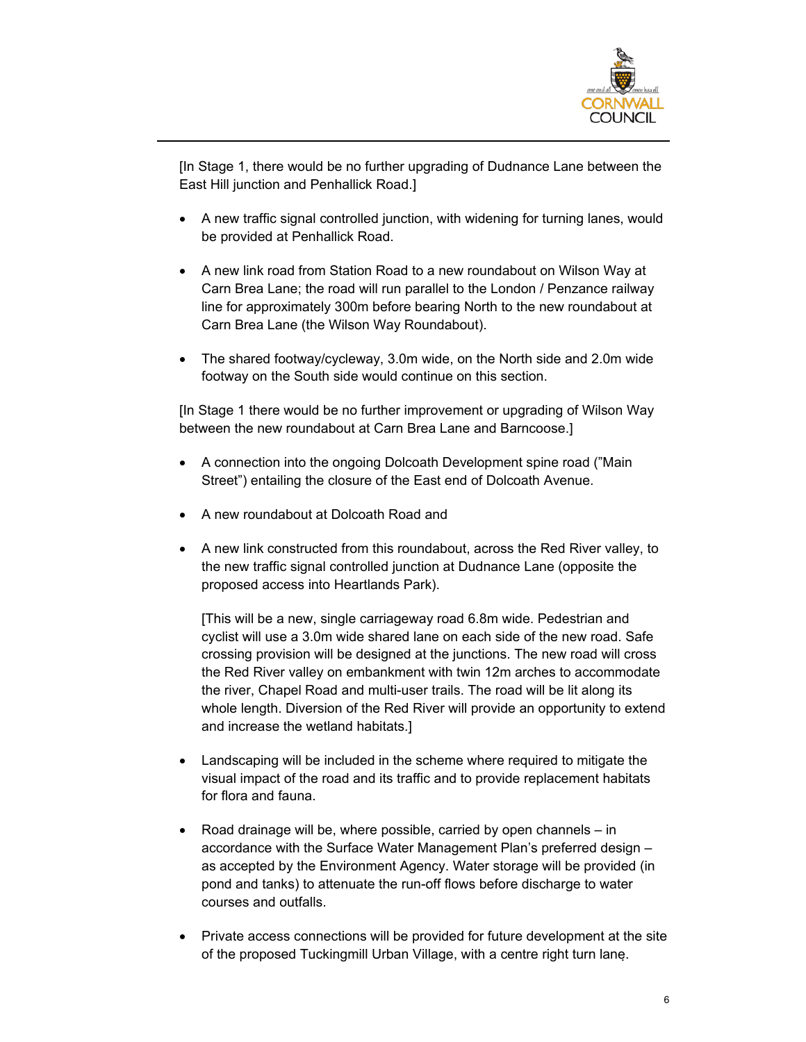[In Stage 1, there would be no further upgrading of Dudnance Lane between the East Hill junction and Penhallick Road.]

- A new traffic signal controlled junction, with widening for turning lanes, would be provided at Penhallick Road.
- A new link road from Station Road to a new roundabout on Wilson Way at Carn Brea Lane; the road will run parallel to the London / Penzance railway line for approximately 300m before bearing North to the new roundabout at Carn Brea Lane (the Wilson Way Roundabout).
- The shared footway/cycleway, 3.0m wide, on the North side and 2.0m wide footway on the South side would continue on this section.

[In Stage 1 there would be no further improvement or upgrading of Wilson Way between the new roundabout at Carn Brea Lane and Barncoose.]

- A connection into the ongoing Dolcoath Development spine road ("Main Street") entailing the closure of the East end of Dolcoath Avenue.
- A new roundabout at Dolcoath Road and
- A new link constructed from this roundabout, across the Red River valley, to the new traffic signal controlled junction at Dudnance Lane (opposite the proposed access into Heartlands Park).

  [This will be a new, single carriageway road 6.8m wide. Pedestrian and cyclist will use a 3.0m wide shared lane on each side of the new road. Safe crossing provision will be designed at the junctions. The new road will cross the Red River valley on embankment with twin 12m arches to accommodate the river, Chapel Road and multi-user trails. The road will be lit along its whole length. Diversion of the Red River will provide an opportunity to extend and increase the wetland habitats.]

- Landscaping will be included in the scheme where required to mitigate the visual impact of the road and its traffic and to provide replacement habitats for flora and fauna.
- Road drainage will be, where possible, carried by open channels – in accordance with the Surface Water Management Plan's preferred design – as accepted by the Environment Agency. Water storage will be provided (in pond and tanks) to attenuate the run-off flows before discharge to water courses and outfalls.
- Private access connections will be provided for future development at the site of the proposed Tuckingmill Urban Village, with a centre right turn lane.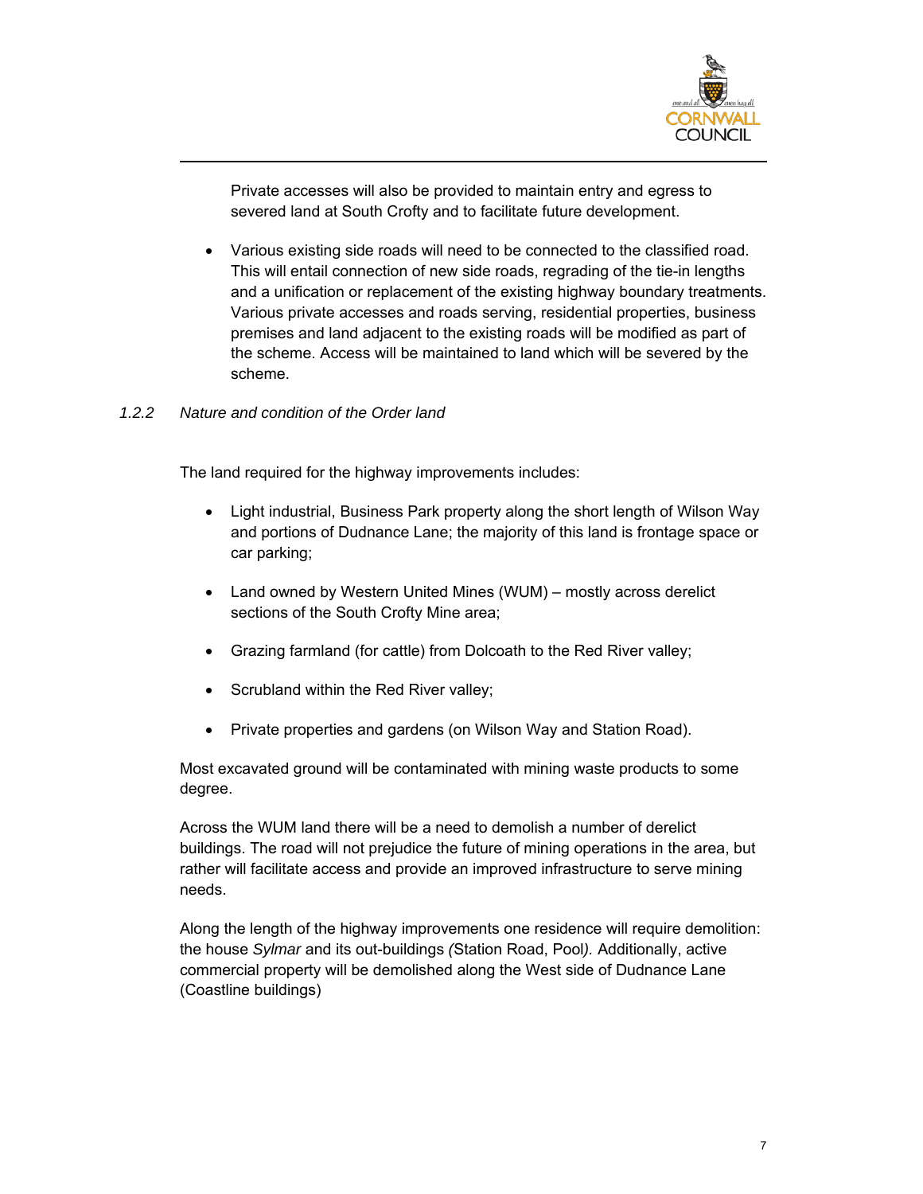Private accesses will also be provided to maintain entry and egress to severed land at South Crofty and to facilitate future development.

- Various existing side roads will need to be connected to the classified road. This will entail connection of new side roads, regrading of the tie-in lengths and a unification or replacement of the existing highway boundary treatments. Various private accesses and roads serving, residential properties, business premises and land adjacent to the existing roads will be modified as part of the scheme. Access will be maintained to land which will be severed by the scheme.

*1.2.2 Nature and condition of the Order land*

The land required for the highway improvements includes:

- Light industrial, Business Park property along the short length of Wilson Way and portions of Dudnance Lane; the majority of this land is frontage space or car parking;
- Land owned by Western United Mines (WUM) – mostly across derelict sections of the South Crofty Mine area;
- Grazing farmland (for cattle) from Dolcoath to the Red River valley;
- Scrubland within the Red River valley;
- Private properties and gardens (on Wilson Way and Station Road).

Most excavated ground will be contaminated with mining waste products to some degree.

Across the WUM land there will be a need to demolish a number of derelict buildings. The road will not prejudice the future of mining operations in the area, but rather will facilitate access and provide an improved infrastructure to serve mining needs.

Along the length of the highway improvements one residence will require demolition: the house *Sylmar* and its out-buildings (Station Road, Pool). Additionally, active commercial property will be demolished along the West side of Dudnance Lane (Coastline buildings)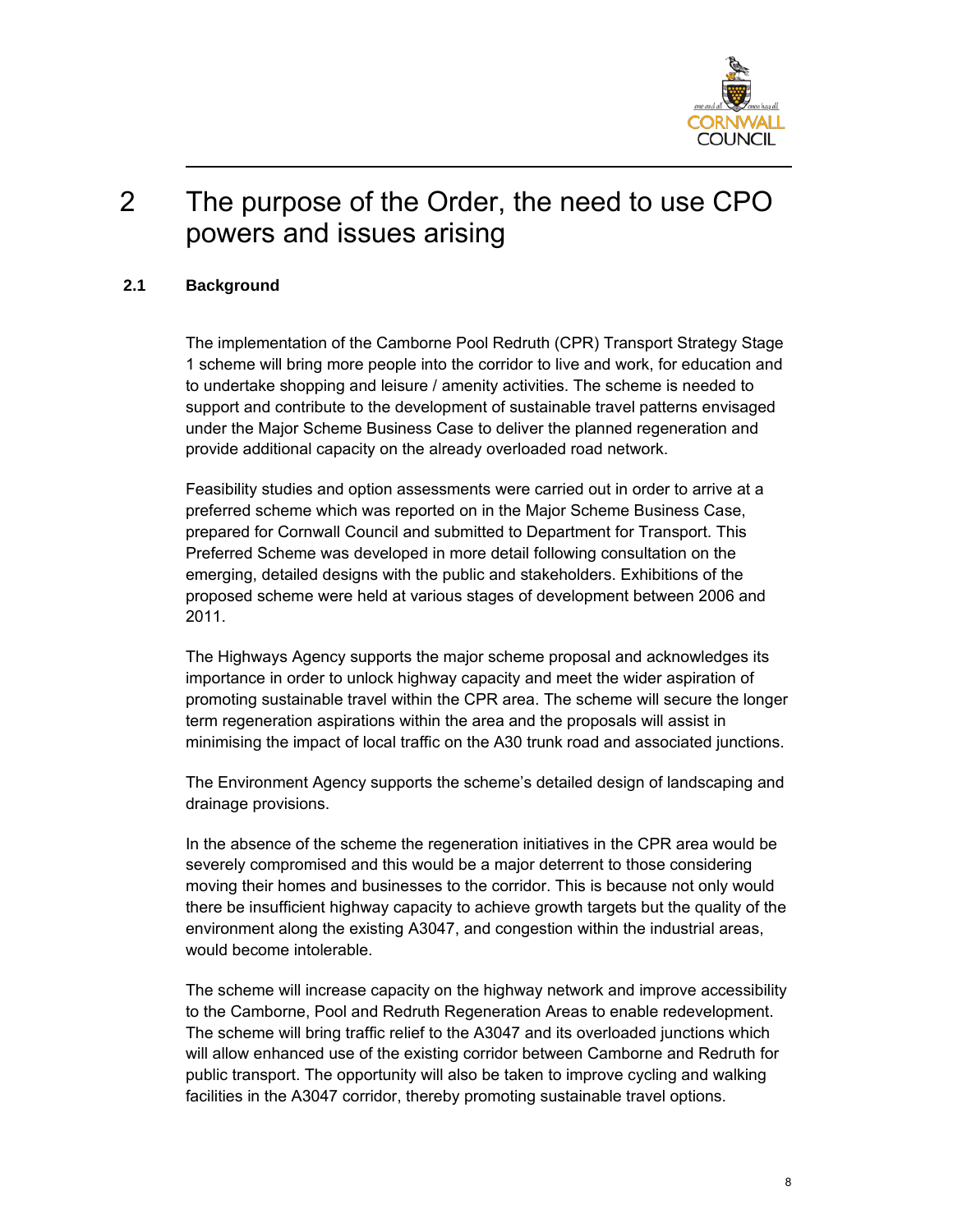# 2 The purpose of the Order, the need to use CPO powers and issues arising

## 2.1 Background

The implementation of the Camborne Pool Redruth (CPR) Transport Strategy Stage 1 scheme will bring more people into the corridor to live and work, for education and to undertake shopping and leisure / amenity activities. The scheme is needed to support and contribute to the development of sustainable travel patterns envisaged under the Major Scheme Business Case to deliver the planned regeneration and provide additional capacity on the already overloaded road network.

Feasibility studies and option assessments were carried out in order to arrive at a preferred scheme which was reported on in the Major Scheme Business Case, prepared for Cornwall Council and submitted to Department for Transport. This Preferred Scheme was developed in more detail following consultation on the emerging, detailed designs with the public and stakeholders. Exhibitions of the proposed scheme were held at various stages of development between 2006 and 2011.

The Highways Agency supports the major scheme proposal and acknowledges its importance in order to unlock highway capacity and meet the wider aspiration of promoting sustainable travel within the CPR area. The scheme will secure the longer term regeneration aspirations within the area and the proposals will assist in minimising the impact of local traffic on the A30 trunk road and associated junctions.

The Environment Agency supports the scheme's detailed design of landscaping and drainage provisions.

In the absence of the scheme the regeneration initiatives in the CPR area would be severely compromised and this would be a major deterrent to those considering moving their homes and businesses to the corridor. This is because not only would there be insufficient highway capacity to achieve growth targets but the quality of the environment along the existing A3047, and congestion within the industrial areas, would become intolerable.

The scheme will increase capacity on the highway network and improve accessibility to the Camborne, Pool and Redruth Regeneration Areas to enable redevelopment. The scheme will bring traffic relief to the A3047 and its overloaded junctions which will allow enhanced use of the existing corridor between Camborne and Redruth for public transport. The opportunity will also be taken to improve cycling and walking facilities in the A3047 corridor, thereby promoting sustainable travel options.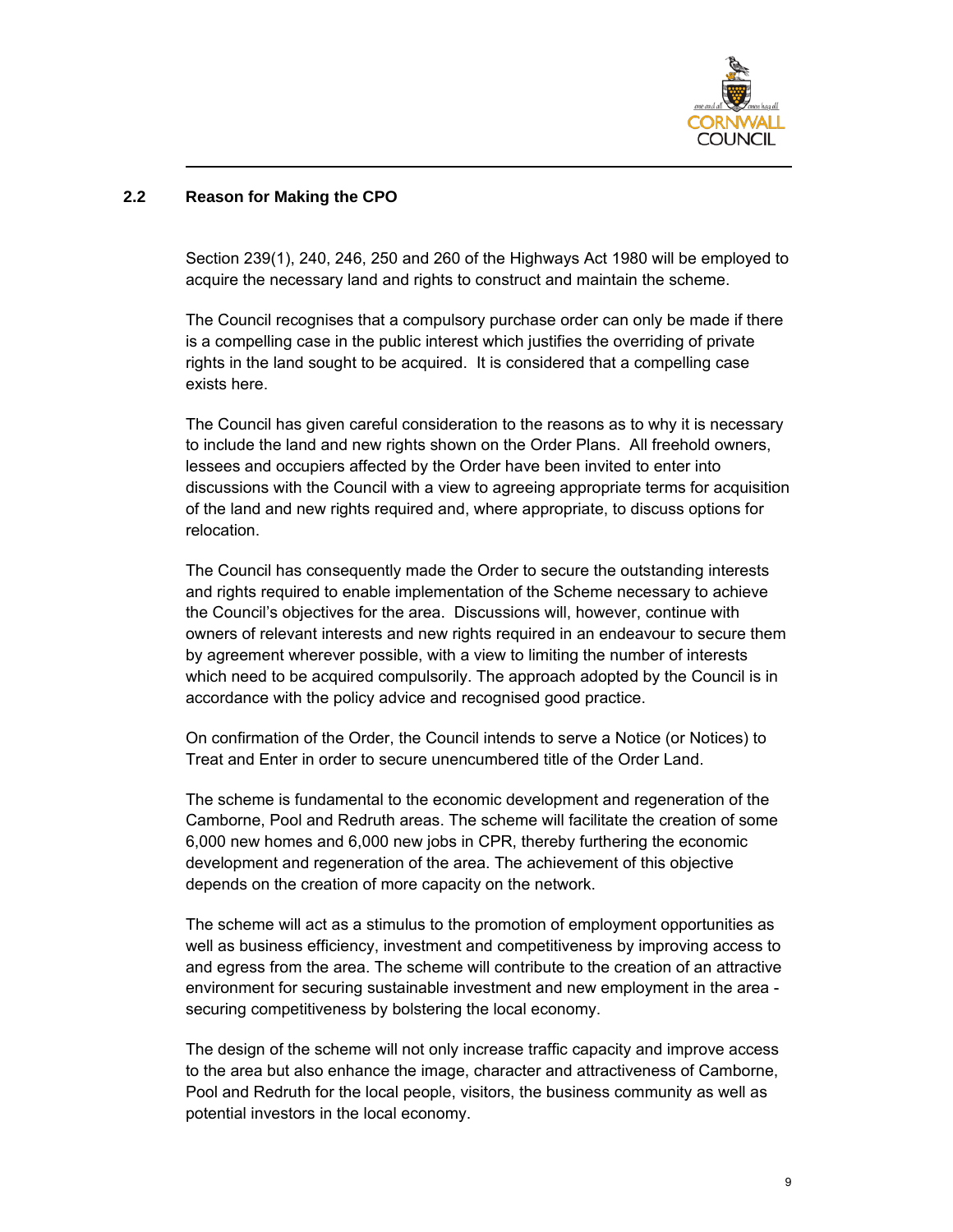## 2.2 Reason for Making the CPO

Section 239(1), 240, 246, 250 and 260 of the Highways Act 1980 will be employed to acquire the necessary land and rights to construct and maintain the scheme.

The Council recognises that a compulsory purchase order can only be made if there is a compelling case in the public interest which justifies the overriding of private rights in the land sought to be acquired. It is considered that a compelling case exists here.

The Council has given careful consideration to the reasons as to why it is necessary to include the land and new rights shown on the Order Plans. All freehold owners, lessees and occupiers affected by the Order have been invited to enter into discussions with the Council with a view to agreeing appropriate terms for acquisition of the land and new rights required and, where appropriate, to discuss options for relocation.

The Council has consequently made the Order to secure the outstanding interests and rights required to enable implementation of the Scheme necessary to achieve the Council's objectives for the area. Discussions will, however, continue with owners of relevant interests and new rights required in an endeavour to secure them by agreement wherever possible, with a view to limiting the number of interests which need to be acquired compulsorily. The approach adopted by the Council is in accordance with the policy advice and recognised good practice.

On confirmation of the Order, the Council intends to serve a Notice (or Notices) to Treat and Enter in order to secure unencumbered title of the Order Land.

The scheme is fundamental to the economic development and regeneration of the Camborne, Pool and Redruth areas. The scheme will facilitate the creation of some 6,000 new homes and 6,000 new jobs in CPR, thereby furthering the economic development and regeneration of the area. The achievement of this objective depends on the creation of more capacity on the network.

The scheme will act as a stimulus to the promotion of employment opportunities as well as business efficiency, investment and competitiveness by improving access to and egress from the area. The scheme will contribute to the creation of an attractive environment for securing sustainable investment and new employment in the area - securing competitiveness by bolstering the local economy.

The design of the scheme will not only increase traffic capacity and improve access to the area but also enhance the image, character and attractiveness of Camborne, Pool and Redruth for the local people, visitors, the business community as well as potential investors in the local economy.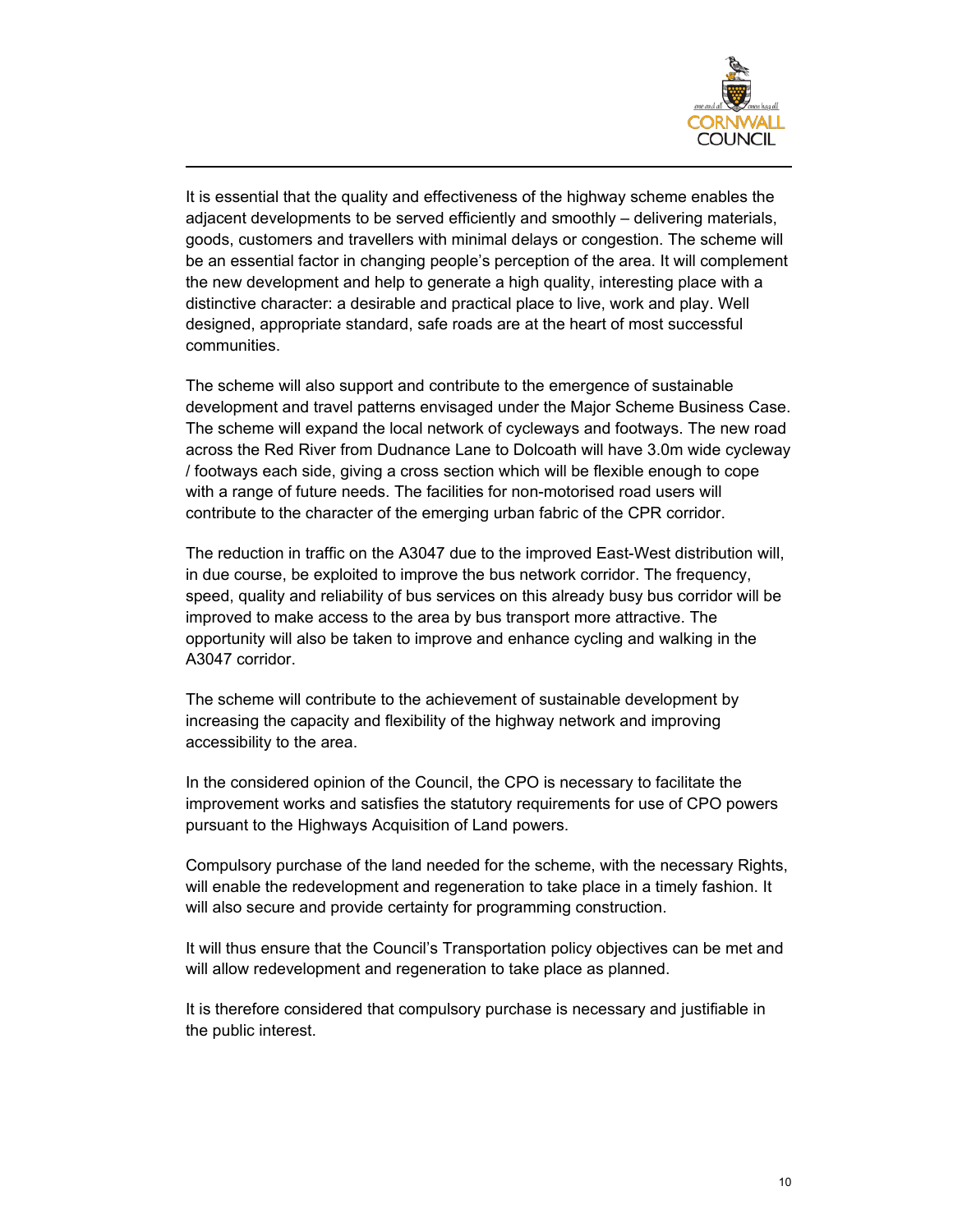It is essential that the quality and effectiveness of the highway scheme enables the adjacent developments to be served efficiently and smoothly – delivering materials, goods, customers and travellers with minimal delays or congestion. The scheme will be an essential factor in changing people's perception of the area. It will complement the new development and help to generate a high quality, interesting place with a distinctive character: a desirable and practical place to live, work and play. Well designed, appropriate standard, safe roads are at the heart of most successful communities.

The scheme will also support and contribute to the emergence of sustainable development and travel patterns envisaged under the Major Scheme Business Case. The scheme will expand the local network of cycleways and footways. The new road across the Red River from Dudnance Lane to Dolcoath will have 3.0m wide cycleway / footways each side, giving a cross section which will be flexible enough to cope with a range of future needs. The facilities for non-motorised road users will contribute to the character of the emerging urban fabric of the CPR corridor.

The reduction in traffic on the A3047 due to the improved East-West distribution will, in due course, be exploited to improve the bus network corridor. The frequency, speed, quality and reliability of bus services on this already busy bus corridor will be improved to make access to the area by bus transport more attractive. The opportunity will also be taken to improve and enhance cycling and walking in the A3047 corridor.

The scheme will contribute to the achievement of sustainable development by increasing the capacity and flexibility of the highway network and improving accessibility to the area.

In the considered opinion of the Council, the CPO is necessary to facilitate the improvement works and satisfies the statutory requirements for use of CPO powers pursuant to the Highways Acquisition of Land powers.

Compulsory purchase of the land needed for the scheme, with the necessary Rights, will enable the redevelopment and regeneration to take place in a timely fashion. It will also secure and provide certainty for programming construction.

It will thus ensure that the Council's Transportation policy objectives can be met and will allow redevelopment and regeneration to take place as planned.

It is therefore considered that compulsory purchase is necessary and justifiable in the public interest.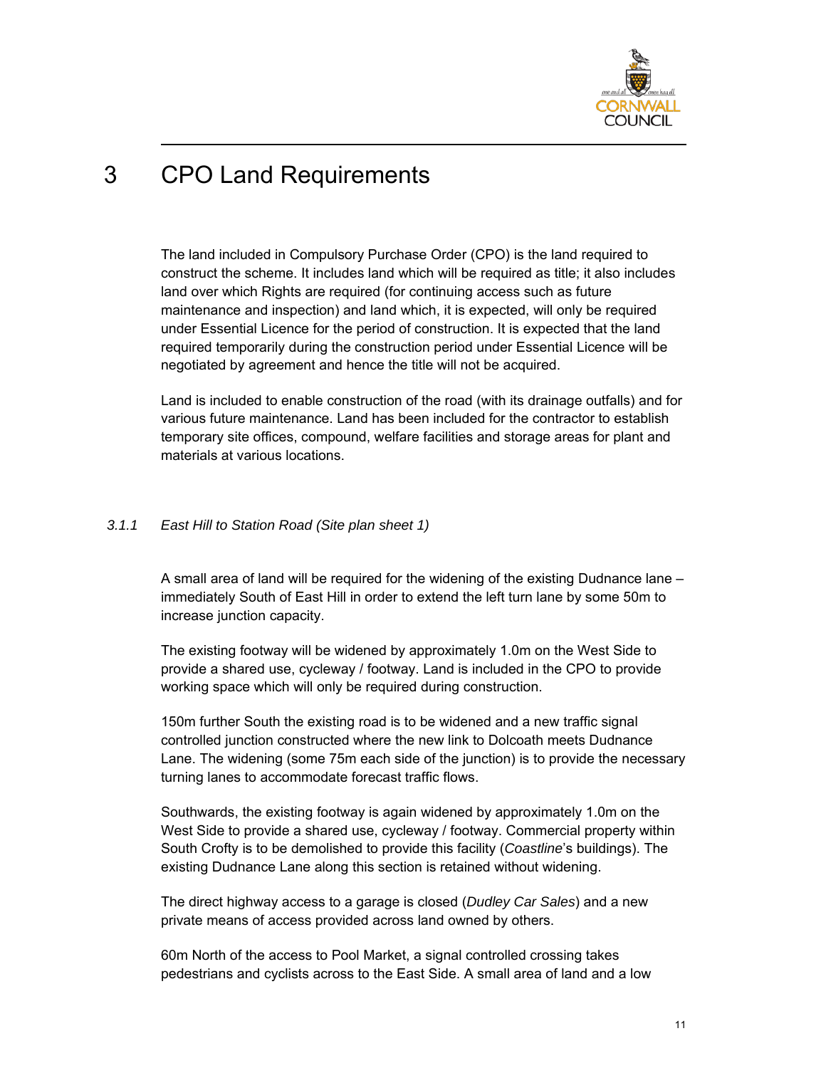# 3 CPO Land Requirements

The land included in Compulsory Purchase Order (CPO) is the land required to construct the scheme. It includes land which will be required as title; it also includes land over which Rights are required (for continuing access such as future maintenance and inspection) and land which, it is expected, will only be required under Essential Licence for the period of construction. It is expected that the land required temporarily during the construction period under Essential Licence will be negotiated by agreement and hence the title will not be acquired.

Land is included to enable construction of the road (with its drainage outfalls) and for various future maintenance. Land has been included for the contractor to establish temporary site offices, compound, welfare facilities and storage areas for plant and materials at various locations.

### 3.1.1 *East Hill to Station Road (Site plan sheet 1)*

A small area of land will be required for the widening of the existing Dudnance lane – immediately South of East Hill in order to extend the left turn lane by some 50m to increase junction capacity.

The existing footway will be widened by approximately 1.0m on the West Side to provide a shared use, cycleway / footway. Land is included in the CPO to provide working space which will only be required during construction.

150m further South the existing road is to be widened and a new traffic signal controlled junction constructed where the new link to Dolcoath meets Dudnance Lane. The widening (some 75m each side of the junction) is to provide the necessary turning lanes to accommodate forecast traffic flows.

Southwards, the existing footway is again widened by approximately 1.0m on the West Side to provide a shared use, cycleway / footway. Commercial property within South Crofty is to be demolished to provide this facility (*Coastline*'s buildings). The existing Dudnance Lane along this section is retained without widening.

The direct highway access to a garage is closed (*Dudley Car Sales*) and a new private means of access provided across land owned by others.

60m North of the access to Pool Market, a signal controlled crossing takes pedestrians and cyclists across to the East Side. A small area of land and a low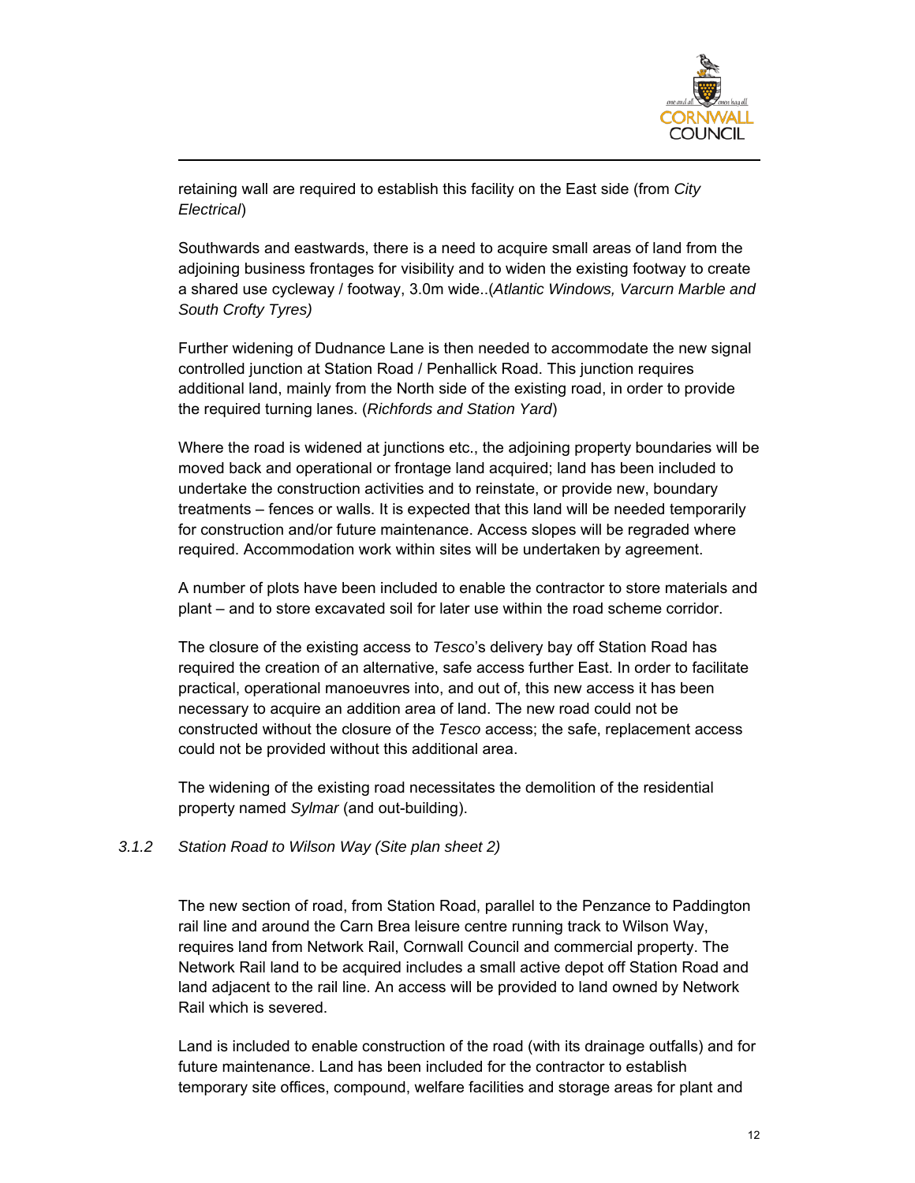retaining wall are required to establish this facility on the East side (from *City Electrical*)

Southwards and eastwards, there is a need to acquire small areas of land from the adjoining business frontages for visibility and to widen the existing footway to create a shared use cycleway / footway, 3.0m wide..(*Atlantic Windows, Varcurn Marble and South Crofty Tyres)*

Further widening of Dudnance Lane is then needed to accommodate the new signal controlled junction at Station Road / Penhallick Road. This junction requires additional land, mainly from the North side of the existing road, in order to provide the required turning lanes. (*Richfords and Station Yard*)

Where the road is widened at junctions etc., the adjoining property boundaries will be moved back and operational or frontage land acquired; land has been included to undertake the construction activities and to reinstate, or provide new, boundary treatments – fences or walls. It is expected that this land will be needed temporarily for construction and/or future maintenance. Access slopes will be regraded where required. Accommodation work within sites will be undertaken by agreement.

A number of plots have been included to enable the contractor to store materials and plant – and to store excavated soil for later use within the road scheme corridor.

The closure of the existing access to *Tesco*'s delivery bay off Station Road has required the creation of an alternative, safe access further East. In order to facilitate practical, operational manoeuvres into, and out of, this new access it has been necessary to acquire an addition area of land. The new road could not be constructed without the closure of the *Tesco* access; the safe, replacement access could not be provided without this additional area.

The widening of the existing road necessitates the demolition of the residential property named *Sylmar* (and out-building).

#### *3.1.2 Station Road to Wilson Way (Site plan sheet 2)*

The new section of road, from Station Road, parallel to the Penzance to Paddington rail line and around the Carn Brea leisure centre running track to Wilson Way, requires land from Network Rail, Cornwall Council and commercial property. The Network Rail land to be acquired includes a small active depot off Station Road and land adjacent to the rail line. An access will be provided to land owned by Network Rail which is severed.

Land is included to enable construction of the road (with its drainage outfalls) and for future maintenance. Land has been included for the contractor to establish temporary site offices, compound, welfare facilities and storage areas for plant and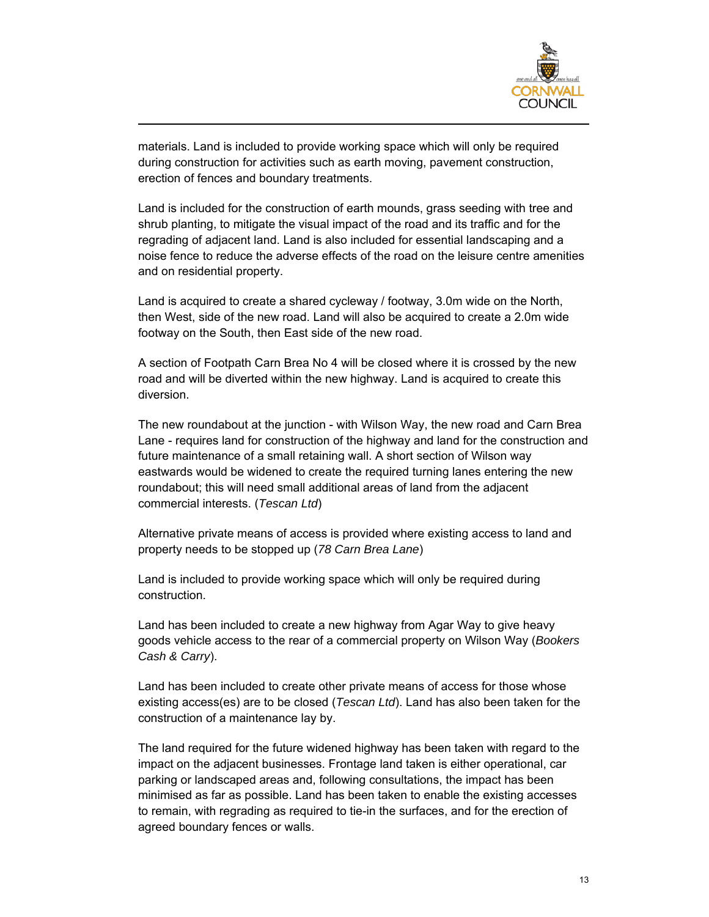materials. Land is included to provide working space which will only be required during construction for activities such as earth moving, pavement construction, erection of fences and boundary treatments.

Land is included for the construction of earth mounds, grass seeding with tree and shrub planting, to mitigate the visual impact of the road and its traffic and for the regrading of adjacent land. Land is also included for essential landscaping and a noise fence to reduce the adverse effects of the road on the leisure centre amenities and on residential property.

Land is acquired to create a shared cycleway / footway, 3.0m wide on the North, then West, side of the new road. Land will also be acquired to create a 2.0m wide footway on the South, then East side of the new road.

A section of Footpath Carn Brea No 4 will be closed where it is crossed by the new road and will be diverted within the new highway. Land is acquired to create this diversion.

The new roundabout at the junction - with Wilson Way, the new road and Carn Brea Lane - requires land for construction of the highway and land for the construction and future maintenance of a small retaining wall. A short section of Wilson way eastwards would be widened to create the required turning lanes entering the new roundabout; this will need small additional areas of land from the adjacent commercial interests. (*Tescan Ltd*)

Alternative private means of access is provided where existing access to land and property needs to be stopped up (*78 Carn Brea Lane*)

Land is included to provide working space which will only be required during construction.

Land has been included to create a new highway from Agar Way to give heavy goods vehicle access to the rear of a commercial property on Wilson Way (*Bookers Cash & Carry*).

Land has been included to create other private means of access for those whose existing access(es) are to be closed (*Tescan Ltd*). Land has also been taken for the construction of a maintenance lay by.

The land required for the future widened highway has been taken with regard to the impact on the adjacent businesses. Frontage land taken is either operational, car parking or landscaped areas and, following consultations, the impact has been minimised as far as possible. Land has been taken to enable the existing accesses to remain, with regrading as required to tie-in the surfaces, and for the erection of agreed boundary fences or walls.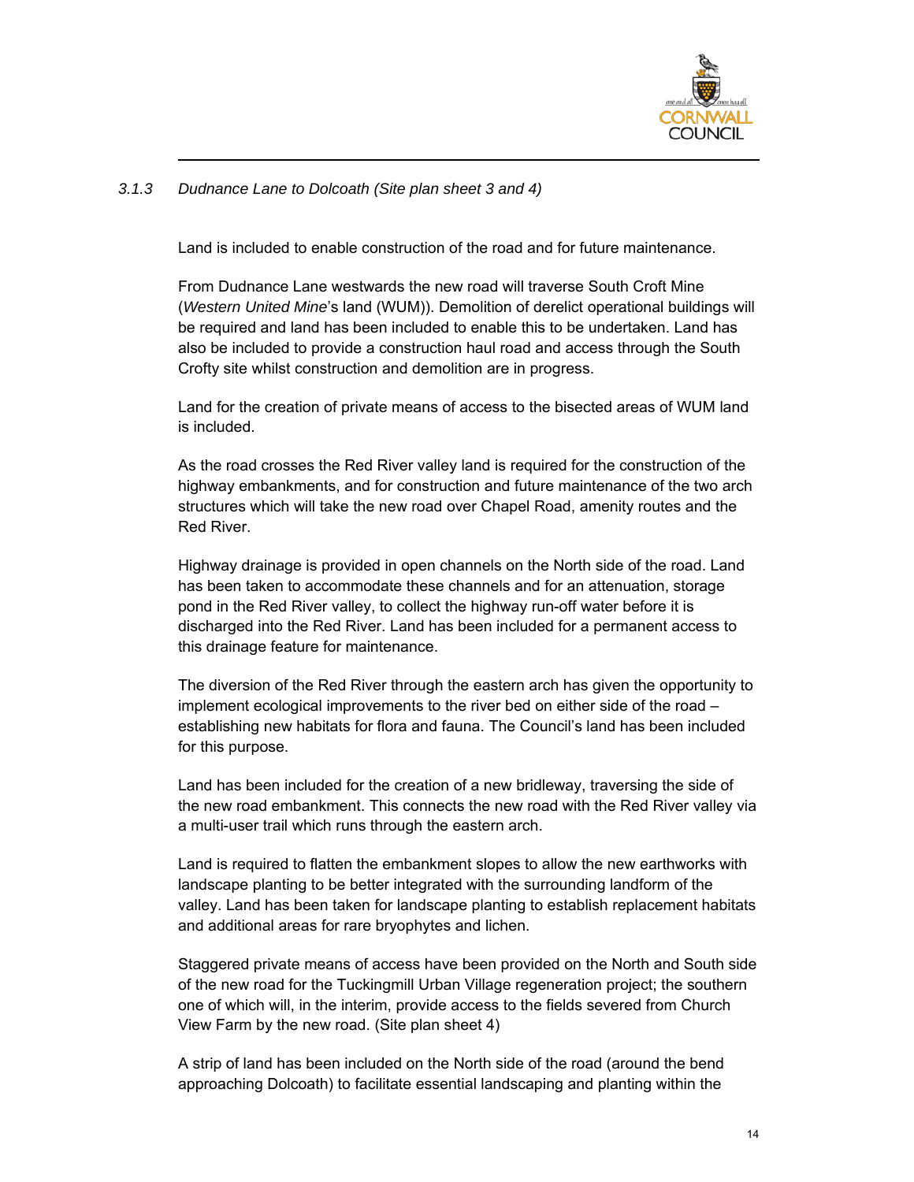### *3.1.3 Dudnance Lane to Dolcoath (Site plan sheet 3 and 4)*

Land is included to enable construction of the road and for future maintenance.

From Dudnance Lane westwards the new road will traverse South Croft Mine (*Western United Mine*'s land (WUM)). Demolition of derelict operational buildings will be required and land has been included to enable this to be undertaken. Land has also be included to provide a construction haul road and access through the South Crofty site whilst construction and demolition are in progress.

Land for the creation of private means of access to the bisected areas of WUM land is included.

As the road crosses the Red River valley land is required for the construction of the highway embankments, and for construction and future maintenance of the two arch structures which will take the new road over Chapel Road, amenity routes and the Red River.

Highway drainage is provided in open channels on the North side of the road. Land has been taken to accommodate these channels and for an attenuation, storage pond in the Red River valley, to collect the highway run-off water before it is discharged into the Red River. Land has been included for a permanent access to this drainage feature for maintenance.

The diversion of the Red River through the eastern arch has given the opportunity to implement ecological improvements to the river bed on either side of the road – establishing new habitats for flora and fauna. The Council's land has been included for this purpose.

Land has been included for the creation of a new bridleway, traversing the side of the new road embankment. This connects the new road with the Red River valley via a multi-user trail which runs through the eastern arch.

Land is required to flatten the embankment slopes to allow the new earthworks with landscape planting to be better integrated with the surrounding landform of the valley. Land has been taken for landscape planting to establish replacement habitats and additional areas for rare bryophytes and lichen.

Staggered private means of access have been provided on the North and South side of the new road for the Tuckingmill Urban Village regeneration project; the southern one of which will, in the interim, provide access to the fields severed from Church View Farm by the new road. (Site plan sheet 4)

A strip of land has been included on the North side of the road (around the bend approaching Dolcoath) to facilitate essential landscaping and planting within the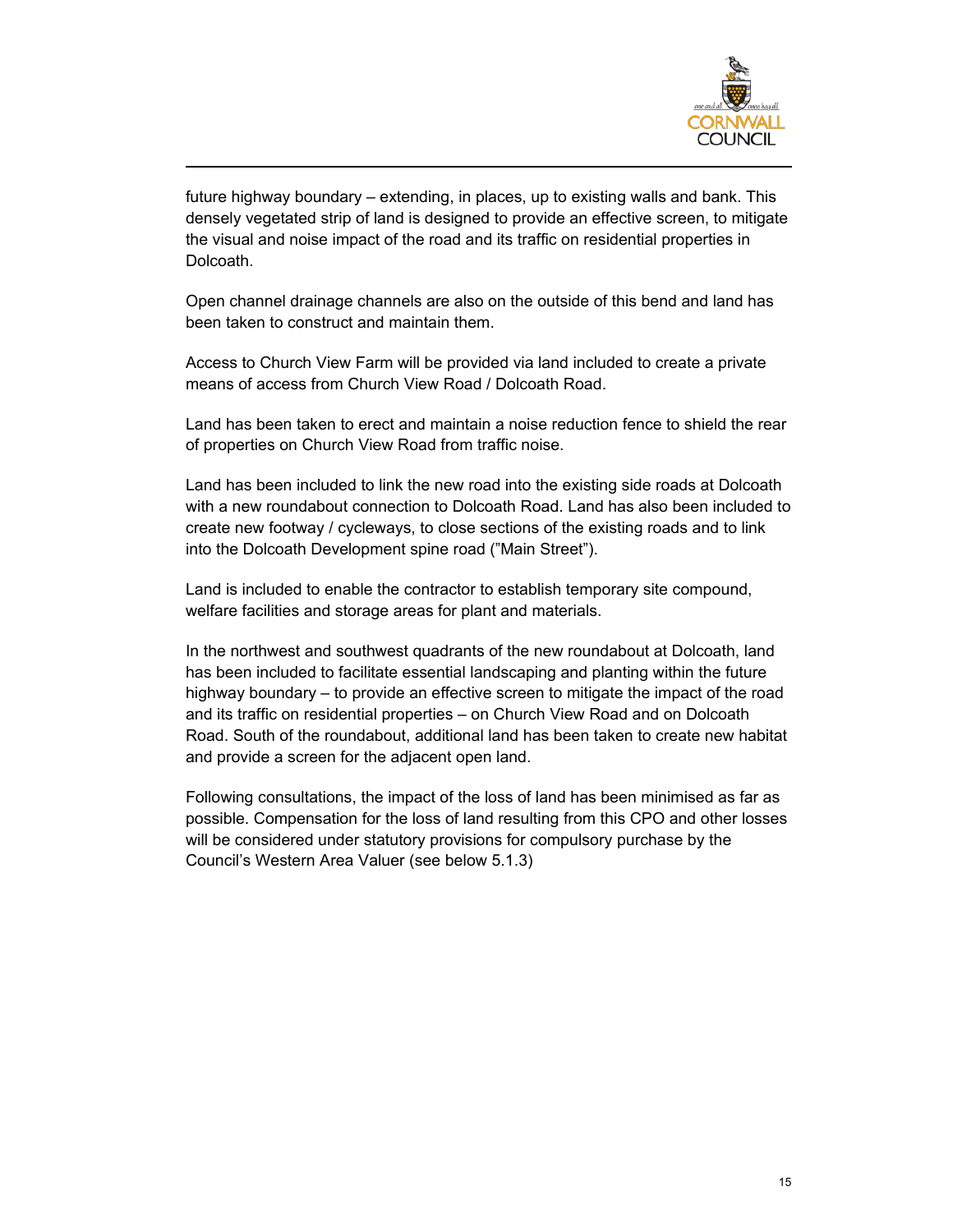future highway boundary – extending, in places, up to existing walls and bank. This densely vegetated strip of land is designed to provide an effective screen, to mitigate the visual and noise impact of the road and its traffic on residential properties in Dolcoath.

Open channel drainage channels are also on the outside of this bend and land has been taken to construct and maintain them.

Access to Church View Farm will be provided via land included to create a private means of access from Church View Road / Dolcoath Road.

Land has been taken to erect and maintain a noise reduction fence to shield the rear of properties on Church View Road from traffic noise.

Land has been included to link the new road into the existing side roads at Dolcoath with a new roundabout connection to Dolcoath Road. Land has also been included to create new footway / cycleways, to close sections of the existing roads and to link into the Dolcoath Development spine road ("Main Street").

Land is included to enable the contractor to establish temporary site compound, welfare facilities and storage areas for plant and materials.

In the northwest and southwest quadrants of the new roundabout at Dolcoath, land has been included to facilitate essential landscaping and planting within the future highway boundary – to provide an effective screen to mitigate the impact of the road and its traffic on residential properties – on Church View Road and on Dolcoath Road. South of the roundabout, additional land has been taken to create new habitat and provide a screen for the adjacent open land.

Following consultations, the impact of the loss of land has been minimised as far as possible. Compensation for the loss of land resulting from this CPO and other losses will be considered under statutory provisions for compulsory purchase by the Council's Western Area Valuer (see below 5.1.3)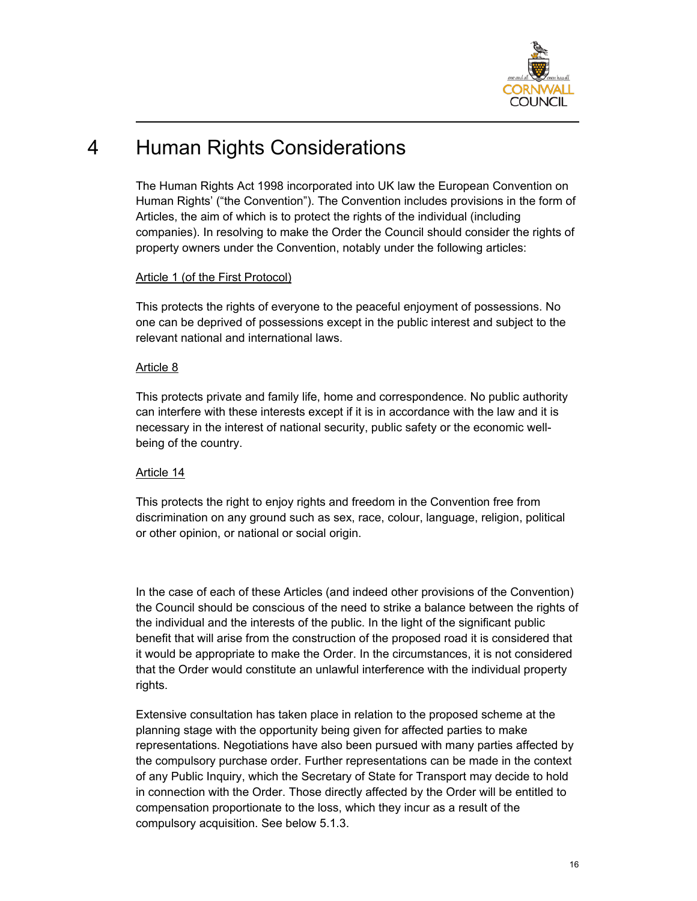# 4 Human Rights Considerations

The Human Rights Act 1998 incorporated into UK law the European Convention on Human Rights' ("the Convention"). The Convention includes provisions in the form of Articles, the aim of which is to protect the rights of the individual (including companies). In resolving to make the Order the Council should consider the rights of property owners under the Convention, notably under the following articles:

<u>Article 1 (of the First Protocol)</u>

This protects the rights of everyone to the peaceful enjoyment of possessions. No one can be deprived of possessions except in the public interest and subject to the relevant national and international laws.

<u>Article 8</u>

This protects private and family life, home and correspondence. No public authority can interfere with these interests except if it is in accordance with the law and it is necessary in the interest of national security, public safety or the economic well-being of the country.

<u>Article 14</u>

This protects the right to enjoy rights and freedom in the Convention free from discrimination on any ground such as sex, race, colour, language, religion, political or other opinion, or national or social origin.

In the case of each of these Articles (and indeed other provisions of the Convention) the Council should be conscious of the need to strike a balance between the rights of the individual and the interests of the public. In the light of the significant public benefit that will arise from the construction of the proposed road it is considered that it would be appropriate to make the Order. In the circumstances, it is not considered that the Order would constitute an unlawful interference with the individual property rights.

Extensive consultation has taken place in relation to the proposed scheme at the planning stage with the opportunity being given for affected parties to make representations. Negotiations have also been pursued with many parties affected by the compulsory purchase order. Further representations can be made in the context of any Public Inquiry, which the Secretary of State for Transport may decide to hold in connection with the Order. Those directly affected by the Order will be entitled to compensation proportionate to the loss, which they incur as a result of the compulsory acquisition. See below 5.1.3.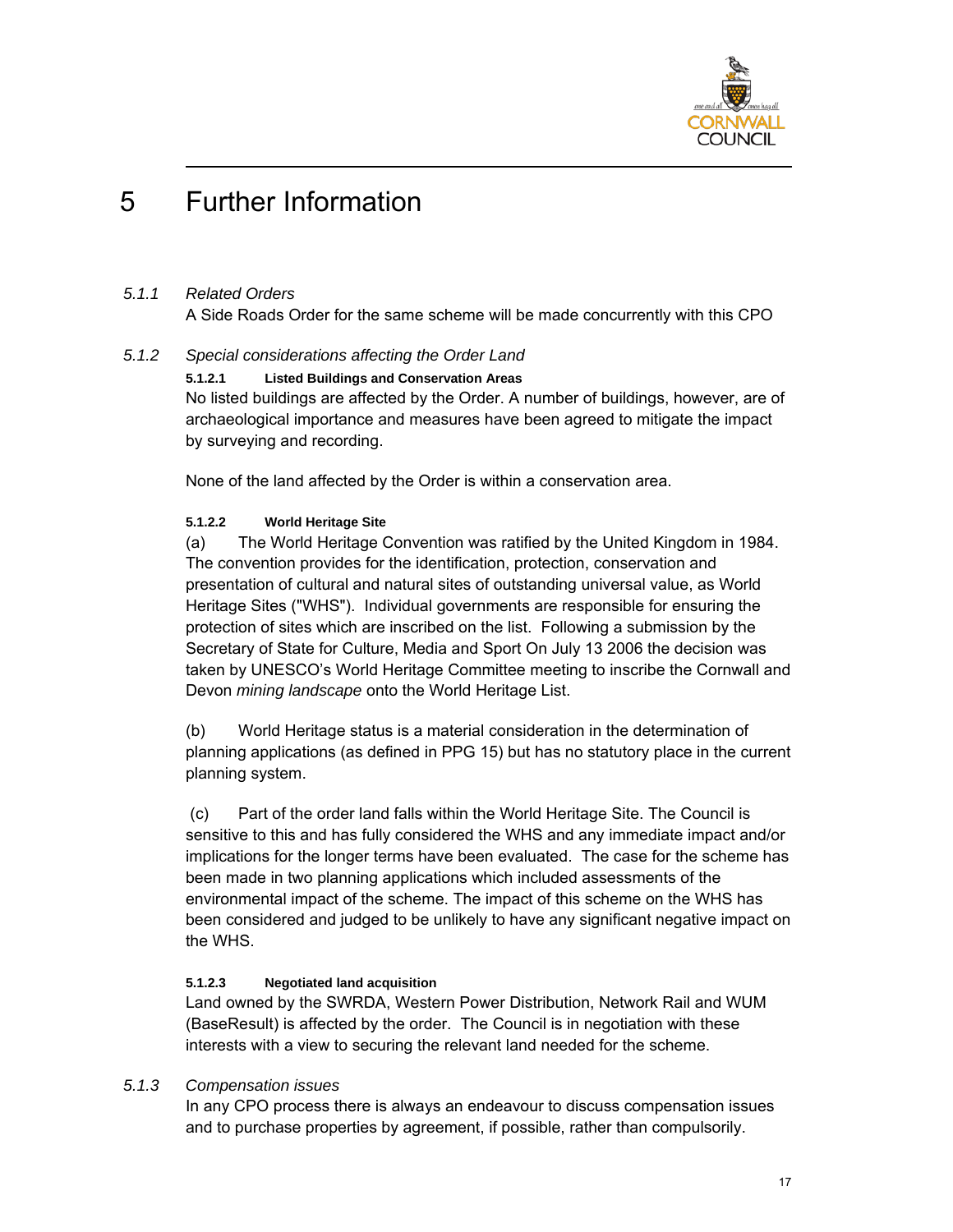# 5 Further Information

*5.1.1 Related Orders*

A Side Roads Order for the same scheme will be made concurrently with this CPO

*5.1.2 Special considerations affecting the Order Land*

**5.1.2.1 Listed Buildings and Conservation Areas**

No listed buildings are affected by the Order. A number of buildings, however, are of archaeological importance and measures have been agreed to mitigate the impact by surveying and recording.

None of the land affected by the Order is within a conservation area.

**5.1.2.2 World Heritage Site**

(a) The World Heritage Convention was ratified by the United Kingdom in 1984. The convention provides for the identification, protection, conservation and presentation of cultural and natural sites of outstanding universal value, as World Heritage Sites ("WHS"). Individual governments are responsible for ensuring the protection of sites which are inscribed on the list. Following a submission by the Secretary of State for Culture, Media and Sport On July 13 2006 the decision was taken by UNESCO's World Heritage Committee meeting to inscribe the Cornwall and Devon *mining landscape* onto the World Heritage List.

(b) World Heritage status is a material consideration in the determination of planning applications (as defined in PPG 15) but has no statutory place in the current planning system.

(c) Part of the order land falls within the World Heritage Site. The Council is sensitive to this and has fully considered the WHS and any immediate impact and/or implications for the longer terms have been evaluated. The case for the scheme has been made in two planning applications which included assessments of the environmental impact of the scheme. The impact of this scheme on the WHS has been considered and judged to be unlikely to have any significant negative impact on the WHS.

**5.1.2.3 Negotiated land acquisition**

Land owned by the SWRDA, Western Power Distribution, Network Rail and WUM (BaseResult) is affected by the order. The Council is in negotiation with these interests with a view to securing the relevant land needed for the scheme.

*5.1.3 Compensation issues*

In any CPO process there is always an endeavour to discuss compensation issues and to purchase properties by agreement, if possible, rather than compulsorily.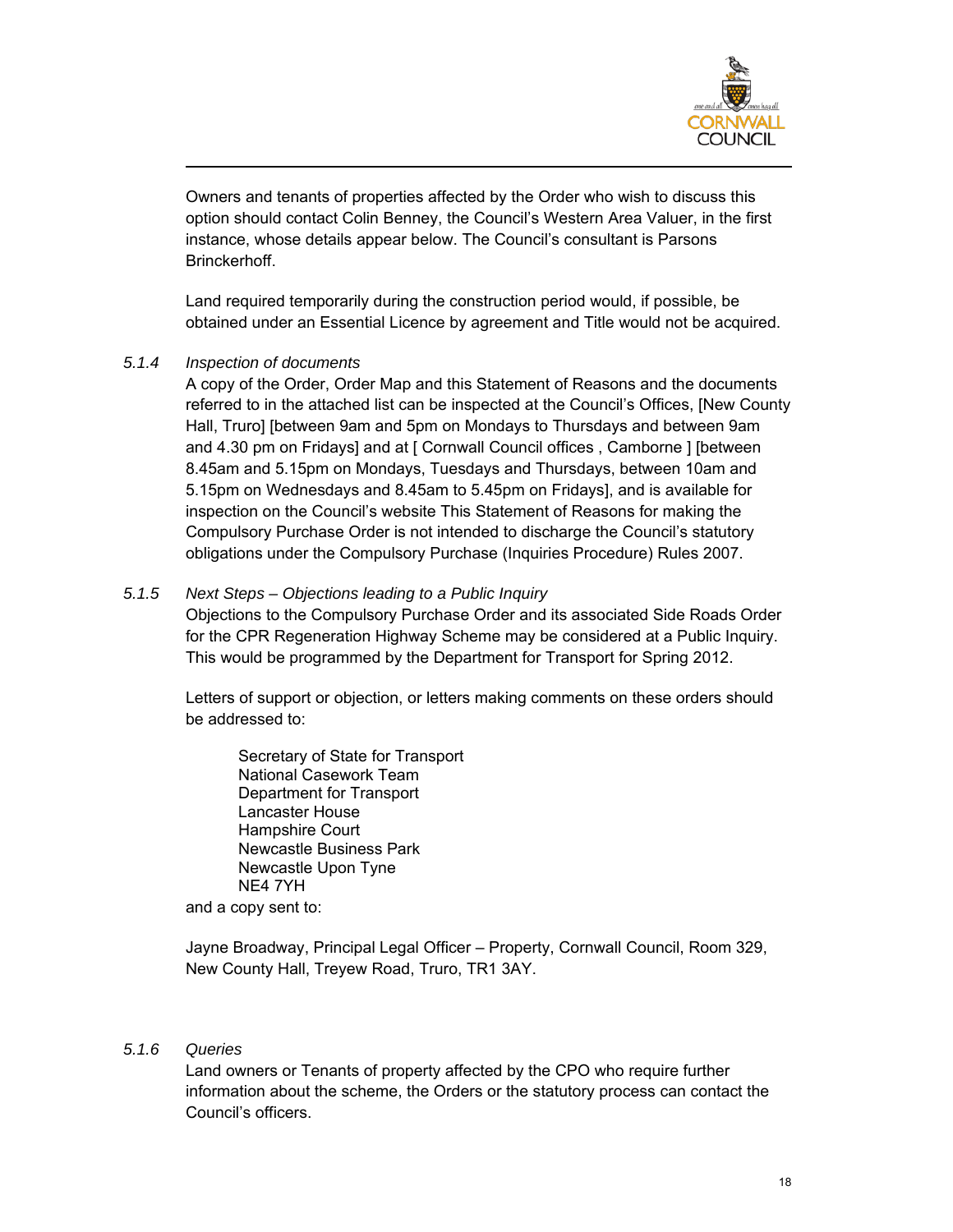Owners and tenants of properties affected by the Order who wish to discuss this option should contact Colin Benney, the Council's Western Area Valuer, in the first instance, whose details appear below. The Council's consultant is Parsons Brinckerhoff.

Land required temporarily during the construction period would, if possible, be obtained under an Essential Licence by agreement and Title would not be acquired.

5.1.4 *Inspection of documents*

A copy of the Order, Order Map and this Statement of Reasons and the documents referred to in the attached list can be inspected at the Council's Offices, [New County Hall, Truro] [between 9am and 5pm on Mondays to Thursdays and between 9am and 4.30 pm on Fridays] and at [ Cornwall Council offices , Camborne ] [between 8.45am and 5.15pm on Mondays, Tuesdays and Thursdays, between 10am and 5.15pm on Wednesdays and 8.45am to 5.45pm on Fridays], and is available for inspection on the Council's website This Statement of Reasons for making the Compulsory Purchase Order is not intended to discharge the Council's statutory obligations under the Compulsory Purchase (Inquiries Procedure) Rules 2007.

5.1.5 *Next Steps – Objections leading to a Public Inquiry*

Objections to the Compulsory Purchase Order and its associated Side Roads Order for the CPR Regeneration Highway Scheme may be considered at a Public Inquiry. This would be programmed by the Department for Transport for Spring 2012.

Letters of support or objection, or letters making comments on these orders should be addressed to:

Secretary of State for Transport
National Casework Team
Department for Transport
Lancaster House
Hampshire Court
Newcastle Business Park
Newcastle Upon Tyne
NE4 7YH

and a copy sent to:

Jayne Broadway, Principal Legal Officer – Property, Cornwall Council, Room 329, New County Hall, Treyew Road, Truro, TR1 3AY.

5.1.6 *Queries*

Land owners or Tenants of property affected by the CPO who require further information about the scheme, the Orders or the statutory process can contact the Council's officers.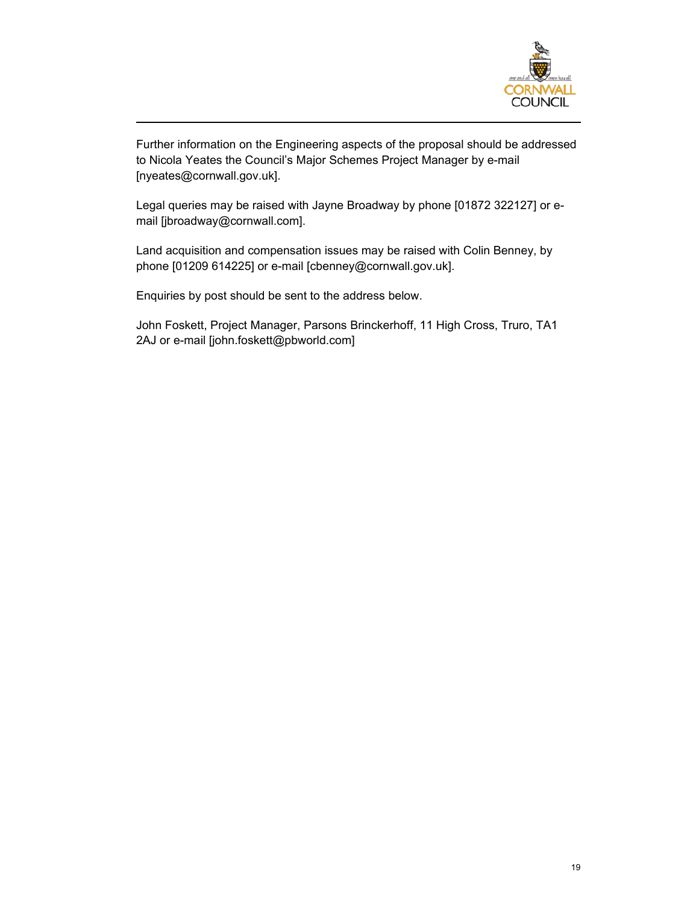Further information on the Engineering aspects of the proposal should be addressed to Nicola Yeates the Council's Major Schemes Project Manager by e-mail [nyeates@cornwall.gov.uk].

Legal queries may be raised with Jayne Broadway by phone [01872 322127] or e-mail [jbroadway@cornwall.com].

Land acquisition and compensation issues may be raised with Colin Benney, by phone [01209 614225] or e-mail [cbenney@cornwall.gov.uk].

Enquiries by post should be sent to the address below.

John Foskett, Project Manager, Parsons Brinckerhoff, 11 High Cross, Truro, TA1 2AJ or e-mail [john.foskett@pbworld.com]